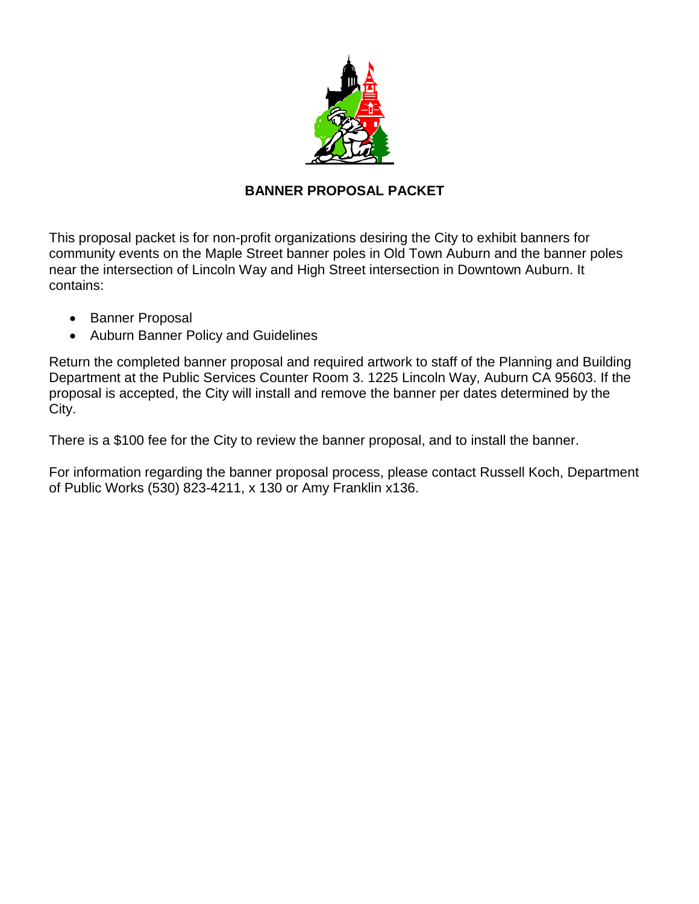# BANNER PROPOSAL PACKET

This proposal packet is for non-profit organizations desiring the City to exhibit banners for community events on the Maple Street banner poles in Old Town Auburn and the banner poles near the intersection of Lincoln Way and High Street intersection in Downtown Auburn. It contains:

- Banner Proposal
- Auburn Banner Policy and Guidelines

Return the completed banner proposal and required artwork to staff of the Planning and Building Department at the Public Services Counter Room 3. 1225 Lincoln Way, Auburn CA 95603. If the proposal is accepted, the City will install and remove the banner per dates determined by the City.

There is a $100 fee for the City to review the banner proposal, and to install the banner.

For information regarding the banner proposal process, please contact Russell Koch, Department of Public Works (530) 823-4211, x 130 or Amy Franklin x136.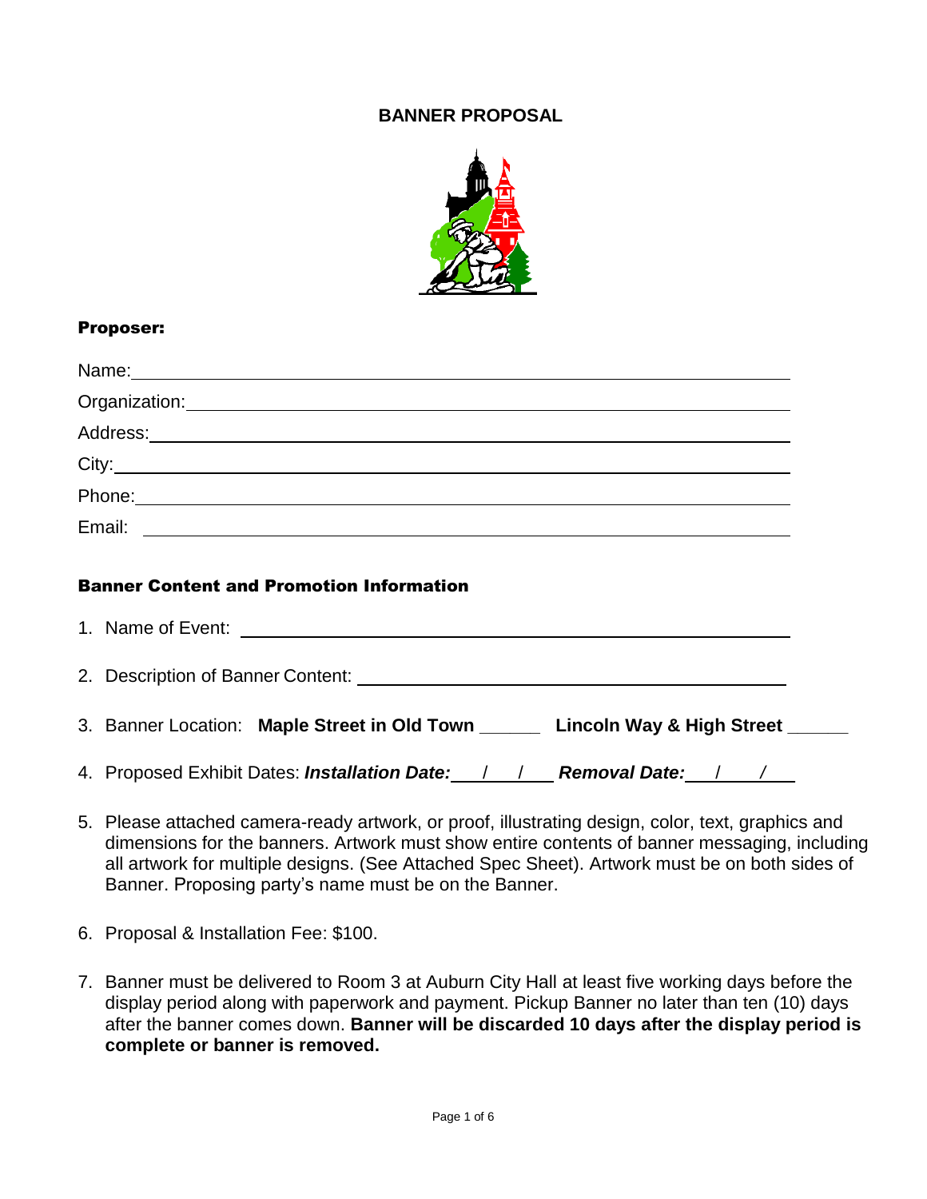# BANNER PROPOSAL

**Proposer:**

Name: ______________________________

Organization: ______________________________

Address: ______________________________

City: ______________________________

Phone: ______________________________

Email: ______________________________

**Banner Content and Promotion Information**

1. Name of Event: ______________________________

2. Description of Banner Content: ______________________________

3. Banner Location: **Maple Street in Old Town** ______ **Lincoln Way & High Street** ______

4. Proposed Exhibit Dates: ***Installation Date:*** ___/___/___ ***Removal Date:*** ___/___/___

5. Please attached camera-ready artwork, or proof, illustrating design, color, text, graphics and dimensions for the banners. Artwork must show entire contents of banner messaging, including all artwork for multiple designs. (See Attached Spec Sheet). Artwork must be on both sides of Banner. Proposing party's name must be on the Banner.

6. Proposal & Installation Fee: $100.

7. Banner must be delivered to Room 3 at Auburn City Hall at least five working days before the display period along with paperwork and payment. Pickup Banner no later than ten (10) days after the banner comes down. **Banner will be discarded 10 days after the display period is complete or banner is removed.**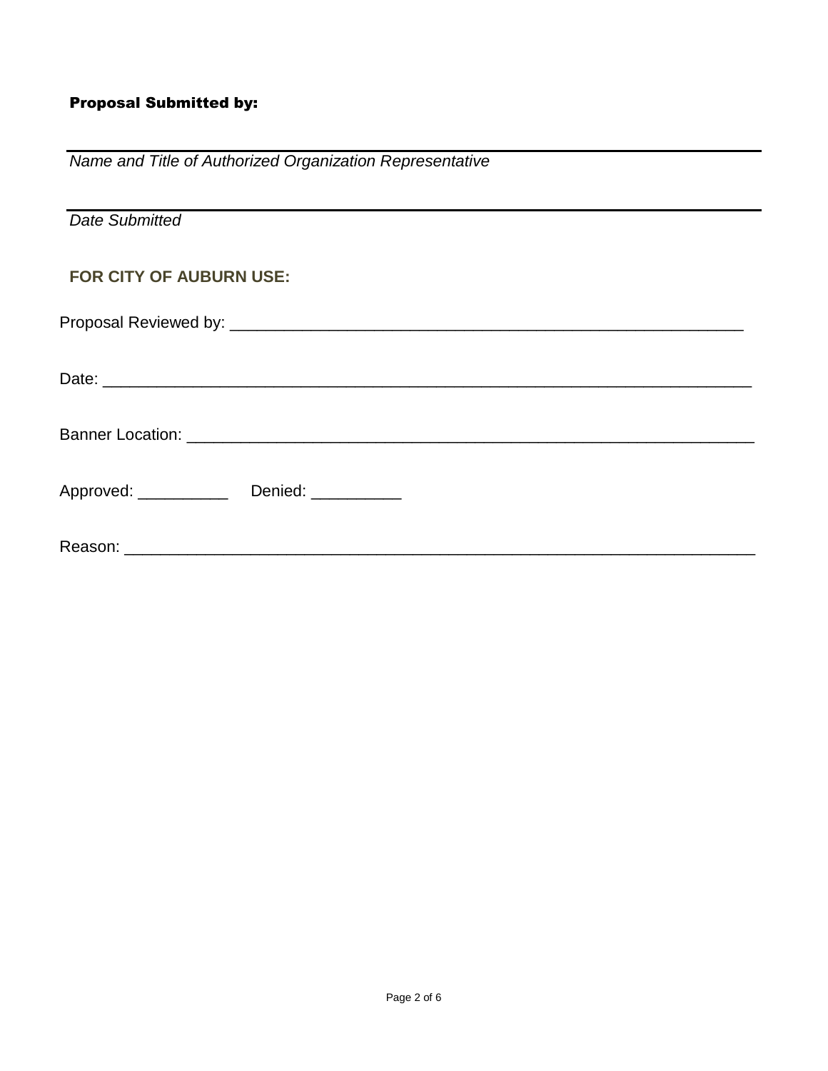**Proposal Submitted by:**

\_\_\_\_\_\_\_\_\_\_\_\_\_\_\_\_\_\_\_\_\_\_\_\_\_\_\_\_\_\_\_\_\_\_\_\_\_\_\_\_\_\_\_\_\_\_\_\_\_\_\_\_\_\_\_\_\_\_\_\_\_\_\_\_\_\_\_\_\_\_
*Name and Title of Authorized Organization Representative*

\_\_\_\_\_\_\_\_\_\_\_\_\_\_\_\_\_\_\_\_\_\_\_\_\_\_\_\_\_\_\_\_\_\_\_\_\_\_\_\_\_\_\_\_\_\_\_\_\_\_\_\_\_\_\_\_\_\_\_\_\_\_\_\_\_\_\_\_\_\_
*Date Submitted*

**FOR CITY OF AUBURN USE:**

Proposal Reviewed by: ___________________________________________________________

Date: ______________________________________________________________________

Banner Location: _______________________________________________________________

Approved: __________ Denied: __________

Reason: ____________________________________________________________________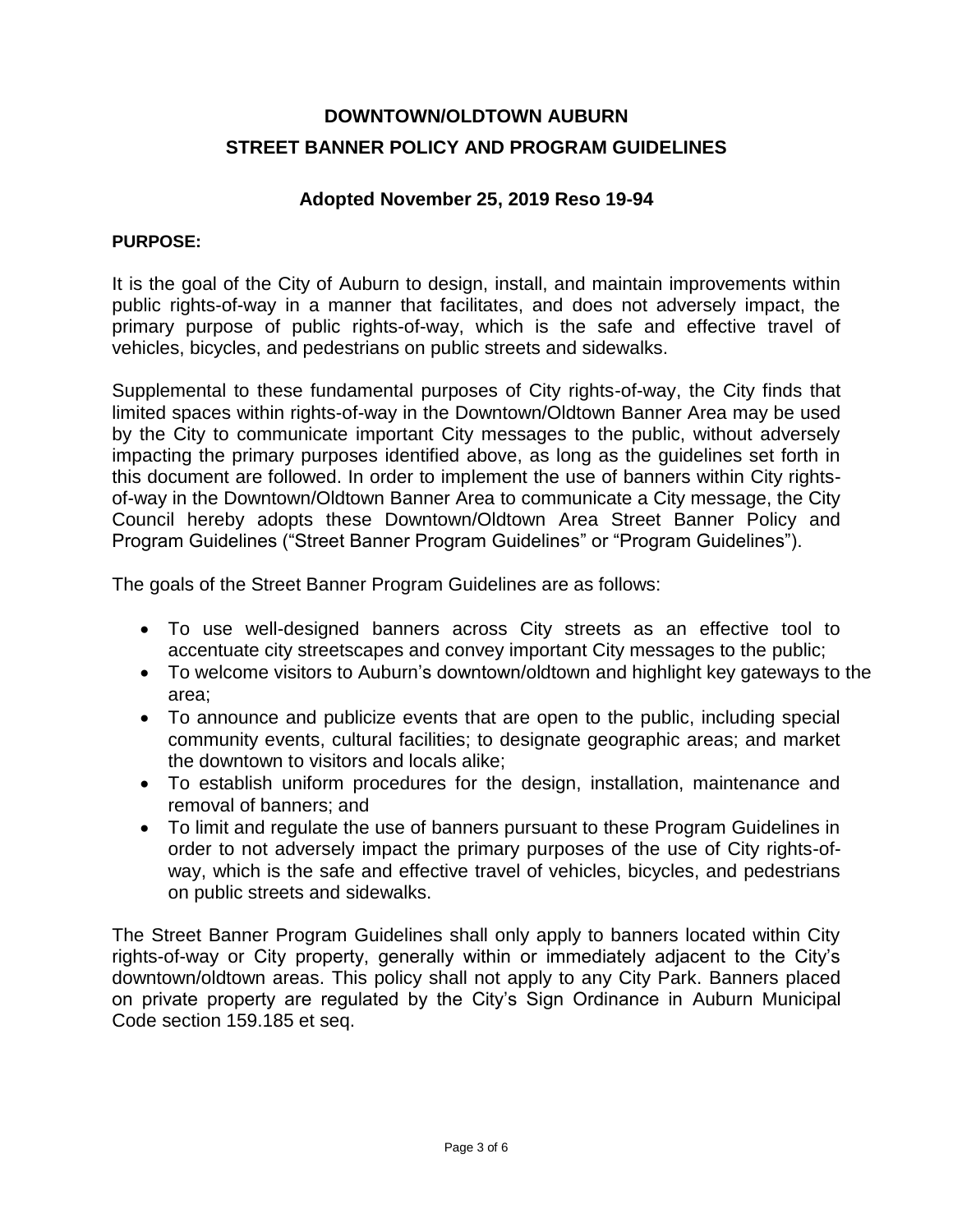# DOWNTOWN/OLDTOWN AUBURN
# STREET BANNER POLICY AND PROGRAM GUIDELINES

### Adopted November 25, 2019 Reso 19-94

**PURPOSE:**

It is the goal of the City of Auburn to design, install, and maintain improvements within public rights-of-way in a manner that facilitates, and does not adversely impact, the primary purpose of public rights-of-way, which is the safe and effective travel of vehicles, bicycles, and pedestrians on public streets and sidewalks.

Supplemental to these fundamental purposes of City rights-of-way, the City finds that limited spaces within rights-of-way in the Downtown/Oldtown Banner Area may be used by the City to communicate important City messages to the public, without adversely impacting the primary purposes identified above, as long as the guidelines set forth in this document are followed. In order to implement the use of banners within City rights-of-way in the Downtown/Oldtown Banner Area to communicate a City message, the City Council hereby adopts these Downtown/Oldtown Area Street Banner Policy and Program Guidelines ("Street Banner Program Guidelines" or "Program Guidelines").

The goals of the Street Banner Program Guidelines are as follows:

- To use well-designed banners across City streets as an effective tool to accentuate city streetscapes and convey important City messages to the public;
- To welcome visitors to Auburn's downtown/oldtown and highlight key gateways to the area;
- To announce and publicize events that are open to the public, including special community events, cultural facilities; to designate geographic areas; and market the downtown to visitors and locals alike;
- To establish uniform procedures for the design, installation, maintenance and removal of banners; and
- To limit and regulate the use of banners pursuant to these Program Guidelines in order to not adversely impact the primary purposes of the use of City rights-of-way, which is the safe and effective travel of vehicles, bicycles, and pedestrians on public streets and sidewalks.

The Street Banner Program Guidelines shall only apply to banners located within City rights-of-way or City property, generally within or immediately adjacent to the City's downtown/oldtown areas. This policy shall not apply to any City Park. Banners placed on private property are regulated by the City's Sign Ordinance in Auburn Municipal Code section 159.185 et seq.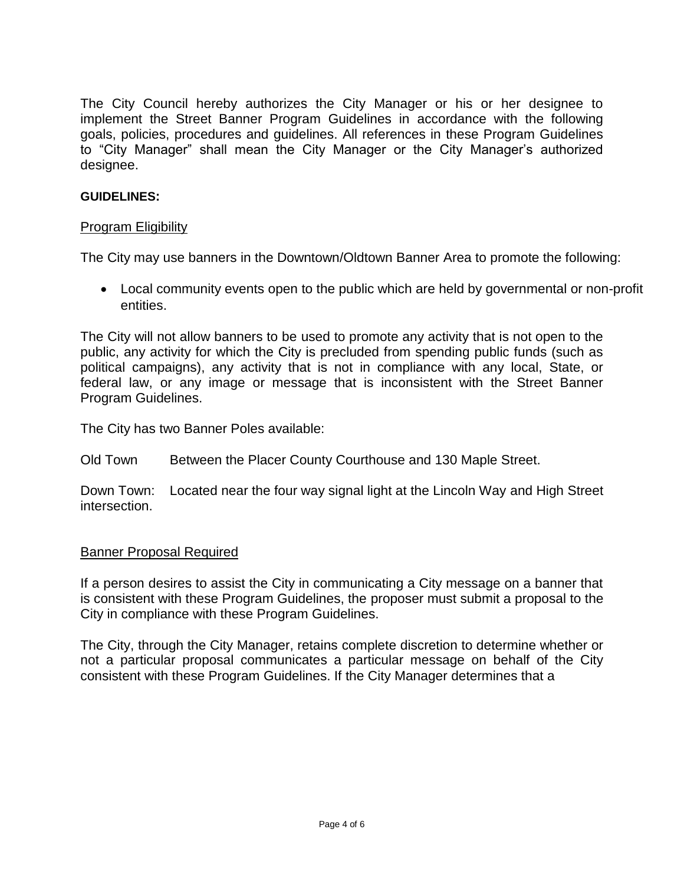The City Council hereby authorizes the City Manager or his or her designee to implement the Street Banner Program Guidelines in accordance with the following goals, policies, procedures and guidelines. All references in these Program Guidelines to "City Manager" shall mean the City Manager or the City Manager's authorized designee.

**GUIDELINES:**

Program Eligibility

The City may use banners in the Downtown/Oldtown Banner Area to promote the following:

- Local community events open to the public which are held by governmental or non-profit entities.

The City will not allow banners to be used to promote any activity that is not open to the public, any activity for which the City is precluded from spending public funds (such as political campaigns), any activity that is not in compliance with any local, State, or federal law, or any image or message that is inconsistent with the Street Banner Program Guidelines.

The City has two Banner Poles available:

Old Town Between the Placer County Courthouse and 130 Maple Street.

Down Town: Located near the four way signal light at the Lincoln Way and High Street intersection.

Banner Proposal Required

If a person desires to assist the City in communicating a City message on a banner that is consistent with these Program Guidelines, the proposer must submit a proposal to the City in compliance with these Program Guidelines.

The City, through the City Manager, retains complete discretion to determine whether or not a particular proposal communicates a particular message on behalf of the City consistent with these Program Guidelines. If the City Manager determines that a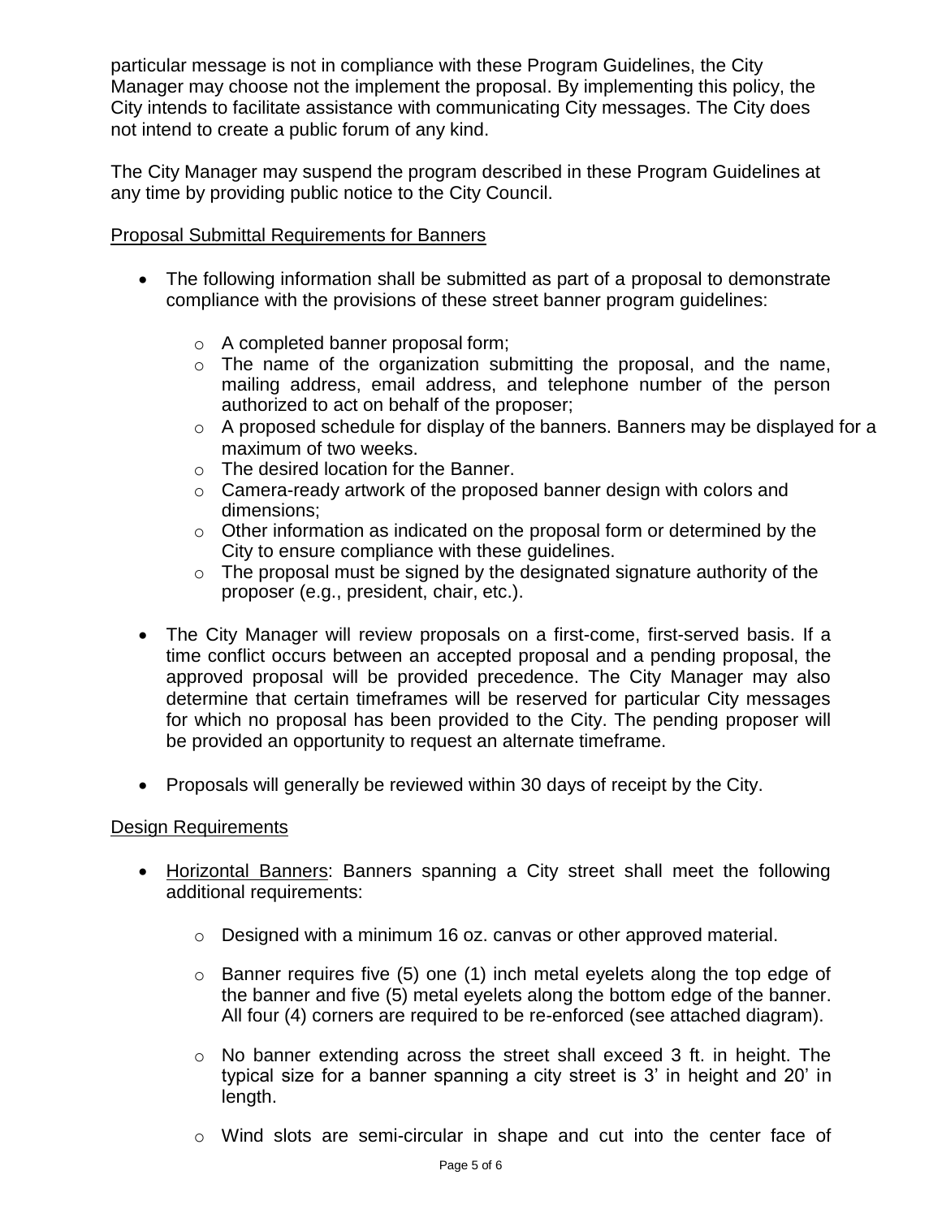particular message is not in compliance with these Program Guidelines, the City Manager may choose not the implement the proposal. By implementing this policy, the City intends to facilitate assistance with communicating City messages. The City does not intend to create a public forum of any kind.

The City Manager may suspend the program described in these Program Guidelines at any time by providing public notice to the City Council.

<u>Proposal Submittal Requirements for Banners</u>

- The following information shall be submitted as part of a proposal to demonstrate compliance with the provisions of these street banner program guidelines:
  - A completed banner proposal form;
  - The name of the organization submitting the proposal, and the name, mailing address, email address, and telephone number of the person authorized to act on behalf of the proposer;
  - A proposed schedule for display of the banners. Banners may be displayed for a maximum of two weeks.
  - The desired location for the Banner.
  - Camera-ready artwork of the proposed banner design with colors and dimensions;
  - Other information as indicated on the proposal form or determined by the City to ensure compliance with these guidelines.
  - The proposal must be signed by the designated signature authority of the proposer (e.g., president, chair, etc.).
- The City Manager will review proposals on a first-come, first-served basis. If a time conflict occurs between an accepted proposal and a pending proposal, the approved proposal will be provided precedence. The City Manager may also determine that certain timeframes will be reserved for particular City messages for which no proposal has been provided to the City. The pending proposer will be provided an opportunity to request an alternate timeframe.
- Proposals will generally be reviewed within 30 days of receipt by the City.

<u>Design Requirements</u>

- <u>Horizontal Banners</u>: Banners spanning a City street shall meet the following additional requirements:
  - Designed with a minimum 16 oz. canvas or other approved material.
  - Banner requires five (5) one (1) inch metal eyelets along the top edge of the banner and five (5) metal eyelets along the bottom edge of the banner. All four (4) corners are required to be re-enforced (see attached diagram).
  - No banner extending across the street shall exceed 3 ft. in height. The typical size for a banner spanning a city street is 3' in height and 20' in length.
  - Wind slots are semi-circular in shape and cut into the center face of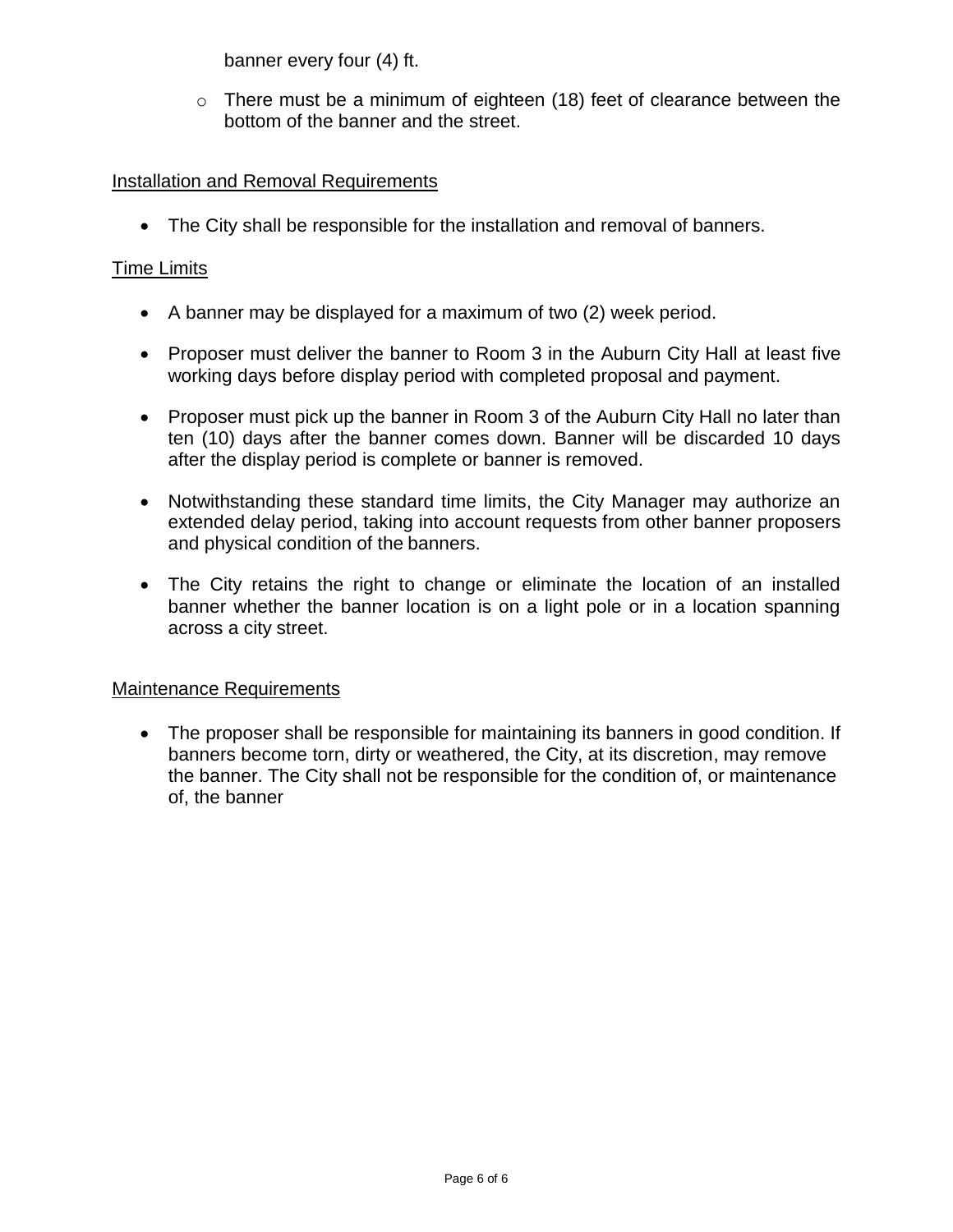banner every four (4) ft.

- There must be a minimum of eighteen (18) feet of clearance between the bottom of the banner and the street.

Installation and Removal Requirements

- The City shall be responsible for the installation and removal of banners.

Time Limits

- A banner may be displayed for a maximum of two (2) week period.
- Proposer must deliver the banner to Room 3 in the Auburn City Hall at least five working days before display period with completed proposal and payment.
- Proposer must pick up the banner in Room 3 of the Auburn City Hall no later than ten (10) days after the banner comes down. Banner will be discarded 10 days after the display period is complete or banner is removed.
- Notwithstanding these standard time limits, the City Manager may authorize an extended delay period, taking into account requests from other banner proposers and physical condition of the banners.
- The City retains the right to change or eliminate the location of an installed banner whether the banner location is on a light pole or in a location spanning across a city street.

Maintenance Requirements

- The proposer shall be responsible for maintaining its banners in good condition. If banners become torn, dirty or weathered, the City, at its discretion, may remove the banner. The City shall not be responsible for the condition of, or maintenance of, the banner